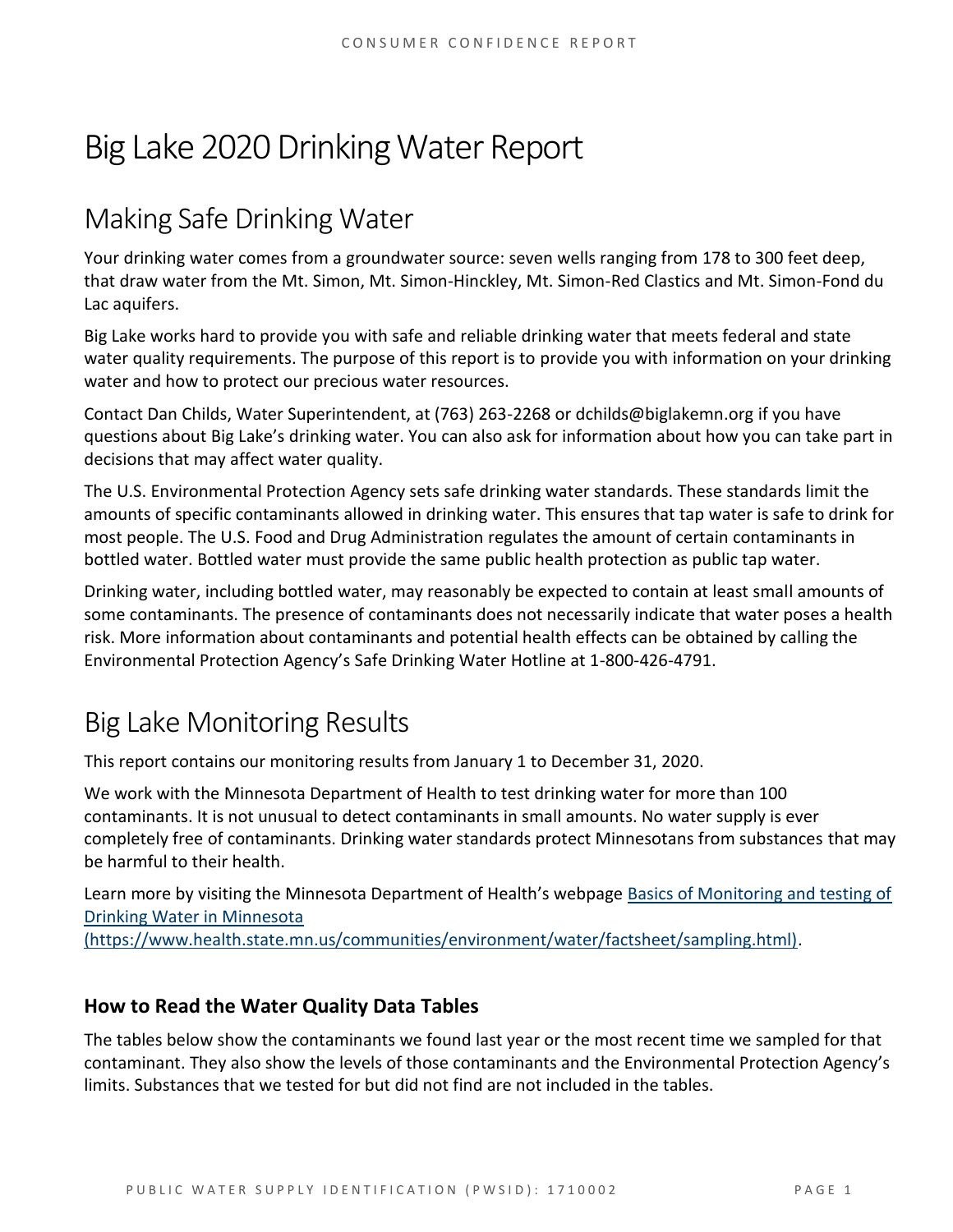# Big Lake 2020 Drinking Water Report

## Making Safe Drinking Water

Your drinking water comes from a groundwater source: seven wells ranging from 178 to 300 feet deep, that draw water from the Mt. Simon, Mt. Simon-Hinckley, Mt. Simon-Red Clastics and Mt. Simon-Fond du Lac aquifers.

Big Lake works hard to provide you with safe and reliable drinking water that meets federal and state water quality requirements. The purpose of this report is to provide you with information on your drinking water and how to protect our precious water resources.

Contact Dan Childs, Water Superintendent, at (763) 263-2268 or dchilds@biglakemn.org if you have questions about Big Lake's drinking water. You can also ask for information about how you can take part in decisions that may affect water quality.

The U.S. Environmental Protection Agency sets safe drinking water standards. These standards limit the amounts of specific contaminants allowed in drinking water. This ensures that tap water is safe to drink for most people. The U.S. Food and Drug Administration regulates the amount of certain contaminants in bottled water. Bottled water must provide the same public health protection as public tap water.

Drinking water, including bottled water, may reasonably be expected to contain at least small amounts of some contaminants. The presence of contaminants does not necessarily indicate that water poses a health risk. More information about contaminants and potential health effects can be obtained by calling the Environmental Protection Agency's Safe Drinking Water Hotline at 1-800-426-4791.

## Big Lake Monitoring Results

This report contains our monitoring results from January 1 to December 31, 2020.

We work with the Minnesota Department of Health to test drinking water for more than 100 contaminants. It is not unusual to detect contaminants in small amounts. No water supply is ever completely free of contaminants. Drinking water standards protect Minnesotans from substances that may be harmful to their health.

Learn more by visiting the Minnesota Department of Health's webpage [Basics of Monitoring and testing of Drinking Water in Minnesota (https://www.health.state.mn.us/communities/environment/water/factsheet/sampling.html)](https://www.health.state.mn.us/communities/environment/water/factsheet/sampling.html).

### How to Read the Water Quality Data Tables

The tables below show the contaminants we found last year or the most recent time we sampled for that contaminant. They also show the levels of those contaminants and the Environmental Protection Agency's limits. Substances that we tested for but did not find are not included in the tables.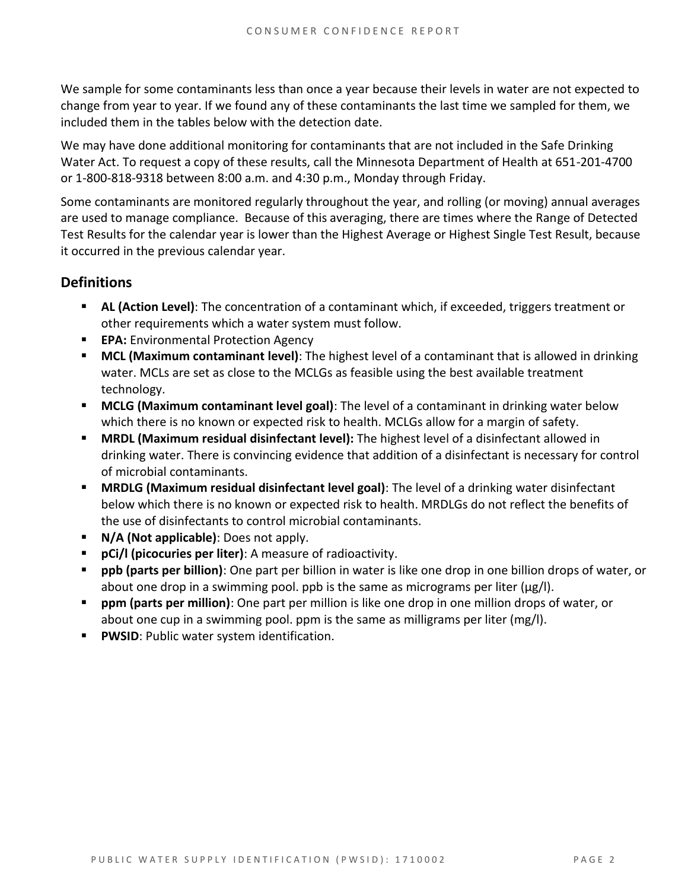We sample for some contaminants less than once a year because their levels in water are not expected to change from year to year. If we found any of these contaminants the last time we sampled for them, we included them in the tables below with the detection date.

We may have done additional monitoring for contaminants that are not included in the Safe Drinking Water Act. To request a copy of these results, call the Minnesota Department of Health at 651-201-4700 or 1-800-818-9318 between 8:00 a.m. and 4:30 p.m., Monday through Friday.

Some contaminants are monitored regularly throughout the year, and rolling (or moving) annual averages are used to manage compliance. Because of this averaging, there are times where the Range of Detected Test Results for the calendar year is lower than the Highest Average or Highest Single Test Result, because it occurred in the previous calendar year.

## Definitions

- **AL (Action Level)**: The concentration of a contaminant which, if exceeded, triggers treatment or other requirements which a water system must follow.
- **EPA:** Environmental Protection Agency
- **MCL (Maximum contaminant level)**: The highest level of a contaminant that is allowed in drinking water. MCLs are set as close to the MCLGs as feasible using the best available treatment technology.
- **MCLG (Maximum contaminant level goal)**: The level of a contaminant in drinking water below which there is no known or expected risk to health. MCLGs allow for a margin of safety.
- **MRDL (Maximum residual disinfectant level):** The highest level of a disinfectant allowed in drinking water. There is convincing evidence that addition of a disinfectant is necessary for control of microbial contaminants.
- **MRDLG (Maximum residual disinfectant level goal)**: The level of a drinking water disinfectant below which there is no known or expected risk to health. MRDLGs do not reflect the benefits of the use of disinfectants to control microbial contaminants.
- **N/A (Not applicable)**: Does not apply.
- **pCi/l (picocuries per liter)**: A measure of radioactivity.
- **ppb (parts per billion)**: One part per billion in water is like one drop in one billion drops of water, or about one drop in a swimming pool. ppb is the same as micrograms per liter (μg/l).
- **ppm (parts per million)**: One part per million is like one drop in one million drops of water, or about one cup in a swimming pool. ppm is the same as milligrams per liter (mg/l).
- **PWSID**: Public water system identification.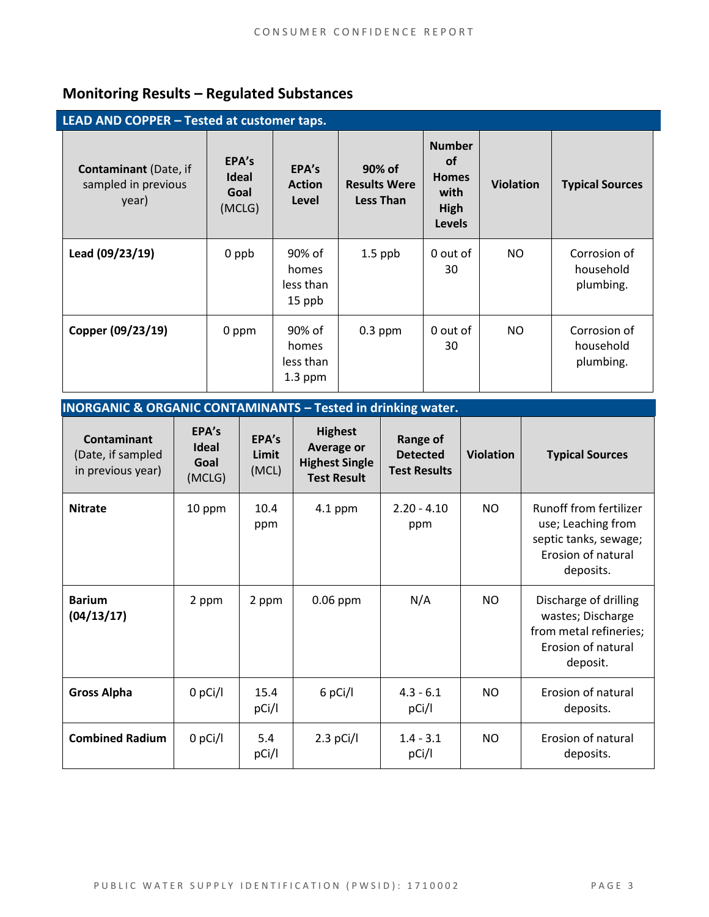## Monitoring Results – Regulated Substances

**LEAD AND COPPER – Tested at customer taps.**

| **Contaminant** (Date, if sampled in previous year) | **EPA's Ideal Goal** (MCLG) | **EPA's Action Level** | **90% of Results Were Less Than** | **Number of Homes with High Levels** | **Violation** | **Typical Sources** |
|---|---|---|---|---|---|---|
| **Lead (09/23/19)** | 0 ppb | 90% of homes less than 15 ppb | 1.5 ppb | 0 out of 30 | NO | Corrosion of household plumbing. |
| **Copper (09/23/19)** | 0 ppm | 90% of homes less than 1.3 ppm | 0.3 ppm | 0 out of 30 | NO | Corrosion of household plumbing. |

**INORGANIC & ORGANIC CONTAMINANTS – Tested in drinking water.**

| **Contaminant** (Date, if sampled in previous year) | **EPA's Ideal Goal** (MCLG) | **EPA's Limit** (MCL) | **Highest Average or Highest Single Test Result** | **Range of Detected Test Results** | **Violation** | **Typical Sources** |
|---|---|---|---|---|---|---|
| **Nitrate** | 10 ppm | 10.4 ppm | 4.1 ppm | 2.20 - 4.10 ppm | NO | Runoff from fertilizer use; Leaching from septic tanks, sewage; Erosion of natural deposits. |
| **Barium (04/13/17)** | 2 ppm | 2 ppm | 0.06 ppm | N/A | NO | Discharge of drilling wastes; Discharge from metal refineries; Erosion of natural deposit. |
| **Gross Alpha** | 0 pCi/l | 15.4 pCi/l | 6 pCi/l | 4.3 - 6.1 pCi/l | NO | Erosion of natural deposits. |
| **Combined Radium** | 0 pCi/l | 5.4 pCi/l | 2.3 pCi/l | 1.4 - 3.1 pCi/l | NO | Erosion of natural deposits. |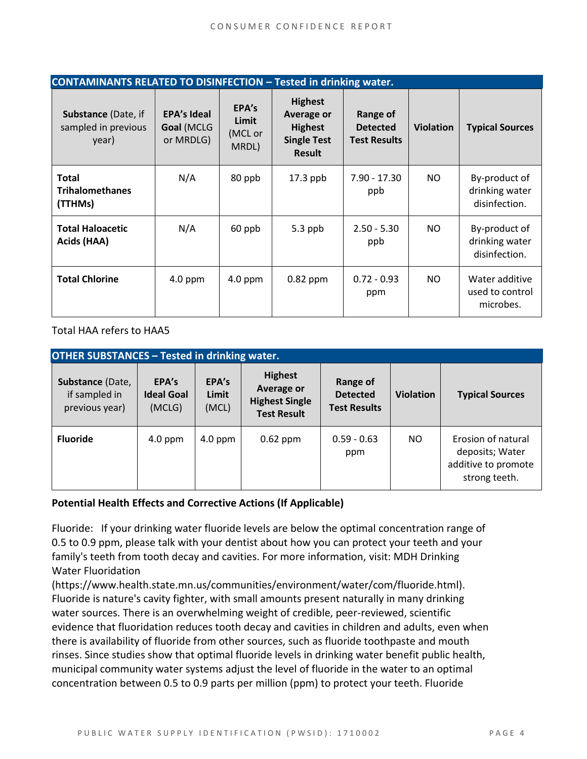| **CONTAINANTS RELATED TO DISINFECTION – Tested in drinking water.** | | | | | | |
|---|---|---|---|---|---|---|
| **Substance** (Date, if sampled in previous year) | **EPA's Ideal Goal** (MCLG or MRDLG) | **EPA's Limit** (MCL or MRDL) | **Highest Average or Highest Single Test Result** | **Range of Detected Test Results** | **Violation** | **Typical Sources** |
| **Total Trihalomethanes (TTHMs)** | N/A | 80 ppb | 17.3 ppb | 7.90 - 17.30 ppb | NO | By-product of drinking water disinfection. |
| **Total Haloacetic Acids (HAA)** | N/A | 60 ppb | 5.3 ppb | 2.50 - 5.30 ppb | NO | By-product of drinking water disinfection. |
| **Total Chlorine** | 4.0 ppm | 4.0 ppm | 0.82 ppm | 0.72 - 0.93 ppm | NO | Water additive used to control microbes. |

Total HAA refers to HAA5

| **OTHER SUBSTANCES – Tested in drinking water.** | | | | | | |
|---|---|---|---|---|---|---|
| **Substance** (Date, if sampled in previous year) | **EPA's Ideal Goal** (MCLG) | **EPA's Limit** (MCL) | **Highest Average or Highest Single Test Result** | **Range of Detected Test Results** | **Violation** | **Typical Sources** |
| **Fluoride** | 4.0 ppm | 4.0 ppm | 0.62 ppm | 0.59 - 0.63 ppm | NO | Erosion of natural deposits; Water additive to promote strong teeth. |

**Potential Health Effects and Corrective Actions (If Applicable)**

Fluoride: If your drinking water fluoride levels are below the optimal concentration range of 0.5 to 0.9 ppm, please talk with your dentist about how you can protect your teeth and your family's teeth from tooth decay and cavities. For more information, visit: MDH Drinking Water Fluoridation (https://www.health.state.mn.us/communities/environment/water/com/fluoride.html). Fluoride is nature's cavity fighter, with small amounts present naturally in many drinking water sources. There is an overwhelming weight of credible, peer-reviewed, scientific evidence that fluoridation reduces tooth decay and cavities in children and adults, even when there is availability of fluoride from other sources, such as fluoride toothpaste and mouth rinses. Since studies show that optimal fluoride levels in drinking water benefit public health, municipal community water systems adjust the level of fluoride in the water to an optimal concentration between 0.5 to 0.9 parts per million (ppm) to protect your teeth. Fluoride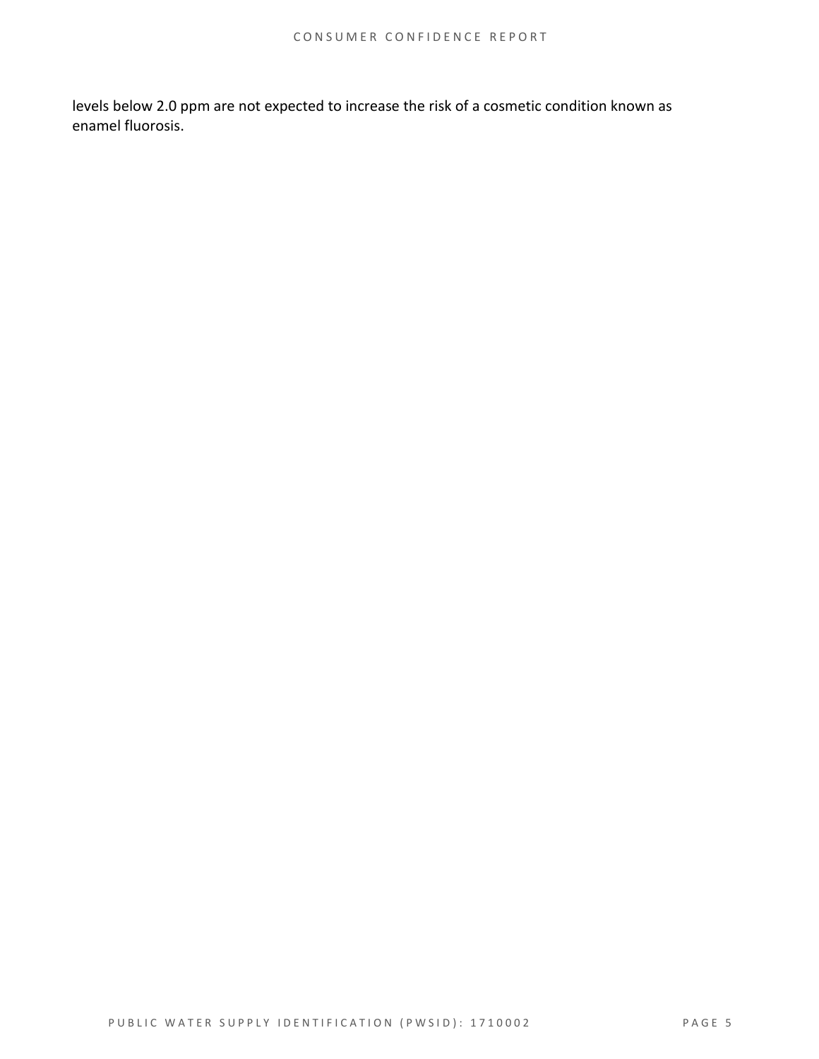levels below 2.0 ppm are not expected to increase the risk of a cosmetic condition known as enamel fluorosis.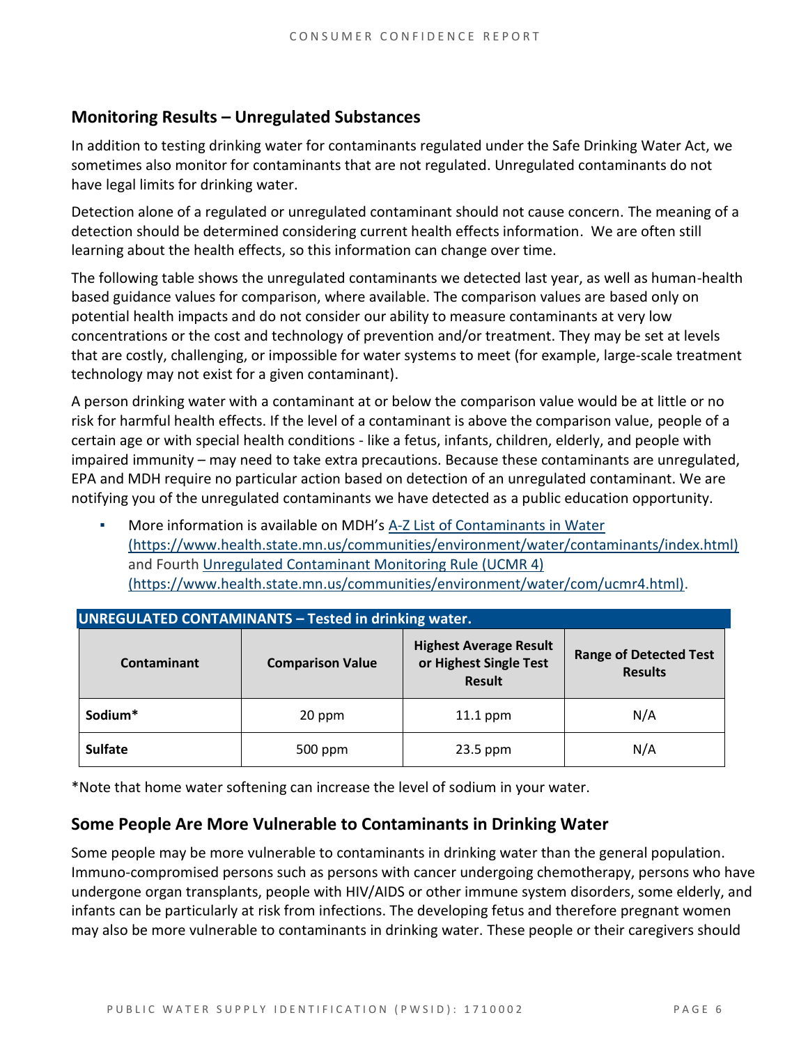## Monitoring Results – Unregulated Substances

In addition to testing drinking water for contaminants regulated under the Safe Drinking Water Act, we sometimes also monitor for contaminants that are not regulated. Unregulated contaminants do not have legal limits for drinking water.

Detection alone of a regulated or unregulated contaminant should not cause concern. The meaning of a detection should be determined considering current health effects information. We are often still learning about the health effects, so this information can change over time.

The following table shows the unregulated contaminants we detected last year, as well as human-health based guidance values for comparison, where available. The comparison values are based only on potential health impacts and do not consider our ability to measure contaminants at very low concentrations or the cost and technology of prevention and/or treatment. They may be set at levels that are costly, challenging, or impossible for water systems to meet (for example, large-scale treatment technology may not exist for a given contaminant).

A person drinking water with a contaminant at or below the comparison value would be at little or no risk for harmful health effects. If the level of a contaminant is above the comparison value, people of a certain age or with special health conditions - like a fetus, infants, children, elderly, and people with impaired immunity – may need to take extra precautions. Because these contaminants are unregulated, EPA and MDH require no particular action based on detection of an unregulated contaminant. We are notifying you of the unregulated contaminants we have detected as a public education opportunity.

- More information is available on MDH's [A-Z List of Contaminants in Water (https://www.health.state.mn.us/communities/environment/water/contaminants/index.html)](https://www.health.state.mn.us/communities/environment/water/contaminants/index.html) and Fourth [Unregulated Contaminant Monitoring Rule (UCMR 4) (https://www.health.state.mn.us/communities/environment/water/com/ucmr4.html)](https://www.health.state.mn.us/communities/environment/water/com/ucmr4.html).

**UNREGULATED CONTAMINANTS – Tested in drinking water.**

| Contaminant | Comparison Value | Highest Average Result or Highest Single Test Result | Range of Detected Test Results |
|---|---|---|---|
| **Sodium*** | 20 ppm | 11.1 ppm | N/A |
| **Sulfate** | 500 ppm | 23.5 ppm | N/A |

*Note that home water softening can increase the level of sodium in your water.

## Some People Are More Vulnerable to Contaminants in Drinking Water

Some people may be more vulnerable to contaminants in drinking water than the general population. Immuno-compromised persons such as persons with cancer undergoing chemotherapy, persons who have undergone organ transplants, people with HIV/AIDS or other immune system disorders, some elderly, and infants can be particularly at risk from infections. The developing fetus and therefore pregnant women may also be more vulnerable to contaminants in drinking water. These people or their caregivers should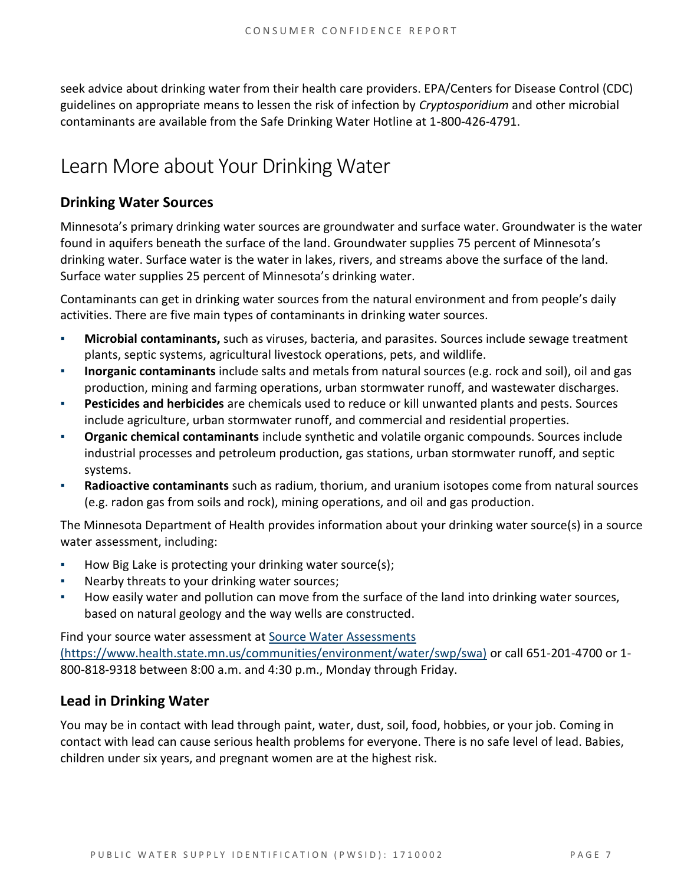seek advice about drinking water from their health care providers. EPA/Centers for Disease Control (CDC) guidelines on appropriate means to lessen the risk of infection by *Cryptosporidium* and other microbial contaminants are available from the Safe Drinking Water Hotline at 1-800-426-4791.

# Learn More about Your Drinking Water

## Drinking Water Sources

Minnesota's primary drinking water sources are groundwater and surface water. Groundwater is the water found in aquifers beneath the surface of the land. Groundwater supplies 75 percent of Minnesota's drinking water. Surface water is the water in lakes, rivers, and streams above the surface of the land. Surface water supplies 25 percent of Minnesota's drinking water.

Contaminants can get in drinking water sources from the natural environment and from people's daily activities. There are five main types of contaminants in drinking water sources.

- **Microbial contaminants,** such as viruses, bacteria, and parasites. Sources include sewage treatment plants, septic systems, agricultural livestock operations, pets, and wildlife.
- **Inorganic contaminants** include salts and metals from natural sources (e.g. rock and soil), oil and gas production, mining and farming operations, urban stormwater runoff, and wastewater discharges.
- **Pesticides and herbicides** are chemicals used to reduce or kill unwanted plants and pests. Sources include agriculture, urban stormwater runoff, and commercial and residential properties.
- **Organic chemical contaminants** include synthetic and volatile organic compounds. Sources include industrial processes and petroleum production, gas stations, urban stormwater runoff, and septic systems.
- **Radioactive contaminants** such as radium, thorium, and uranium isotopes come from natural sources (e.g. radon gas from soils and rock), mining operations, and oil and gas production.

The Minnesota Department of Health provides information about your drinking water source(s) in a source water assessment, including:

- How Big Lake is protecting your drinking water source(s);
- Nearby threats to your drinking water sources;
- How easily water and pollution can move from the surface of the land into drinking water sources, based on natural geology and the way wells are constructed.

Find your source water assessment at [Source Water Assessments (https://www.health.state.mn.us/communities/environment/water/swp/swa)](https://www.health.state.mn.us/communities/environment/water/swp/swa) or call 651-201-4700 or 1-800-818-9318 between 8:00 a.m. and 4:30 p.m., Monday through Friday.

## Lead in Drinking Water

You may be in contact with lead through paint, water, dust, soil, food, hobbies, or your job. Coming in contact with lead can cause serious health problems for everyone. There is no safe level of lead. Babies, children under six years, and pregnant women are at the highest risk.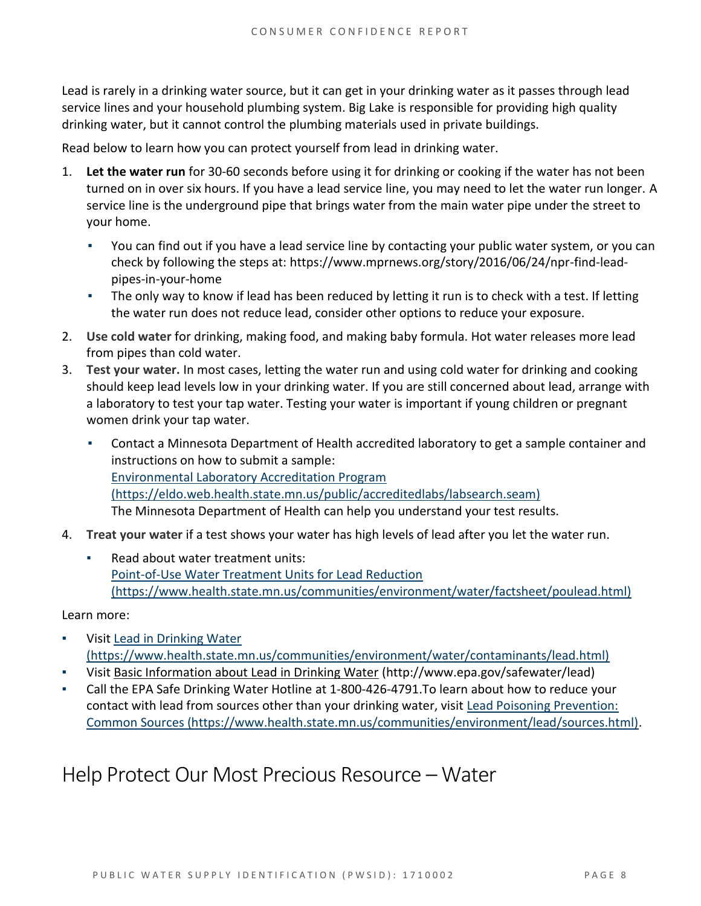Lead is rarely in a drinking water source, but it can get in your drinking water as it passes through lead service lines and your household plumbing system. Big Lake is responsible for providing high quality drinking water, but it cannot control the plumbing materials used in private buildings.

Read below to learn how you can protect yourself from lead in drinking water.

1. **Let the water run** for 30-60 seconds before using it for drinking or cooking if the water has not been turned on in over six hours. If you have a lead service line, you may need to let the water run longer. A service line is the underground pipe that brings water from the main water pipe under the street to your home.
   - You can find out if you have a lead service line by contacting your public water system, or you can check by following the steps at: https://www.mprnews.org/story/2016/06/24/npr-find-lead-pipes-in-your-home
   - The only way to know if lead has been reduced by letting it run is to check with a test. If letting the water run does not reduce lead, consider other options to reduce your exposure.
2. **Use cold water** for drinking, making food, and making baby formula. Hot water releases more lead from pipes than cold water.
3. **Test your water.** In most cases, letting the water run and using cold water for drinking and cooking should keep lead levels low in your drinking water. If you are still concerned about lead, arrange with a laboratory to test your tap water. Testing your water is important if young children or pregnant women drink your tap water.
   - Contact a Minnesota Department of Health accredited laboratory to get a sample container and instructions on how to submit a sample:
     Environmental Laboratory Accreditation Program (https://eldo.web.health.state.mn.us/public/accreditedlabs/labsearch.seam)
     The Minnesota Department of Health can help you understand your test results.
4. **Treat your water** if a test shows your water has high levels of lead after you let the water run.
   - Read about water treatment units:
     Point-of-Use Water Treatment Units for Lead Reduction (https://www.health.state.mn.us/communities/environment/water/factsheet/poulead.html)

Learn more:

- Visit Lead in Drinking Water (https://www.health.state.mn.us/communities/environment/water/contaminants/lead.html)
- Visit Basic Information about Lead in Drinking Water (http://www.epa.gov/safewater/lead)
- Call the EPA Safe Drinking Water Hotline at 1-800-426-4791.To learn about how to reduce your contact with lead from sources other than your drinking water, visit Lead Poisoning Prevention: Common Sources (https://www.health.state.mn.us/communities/environment/lead/sources.html).

# Help Protect Our Most Precious Resource – Water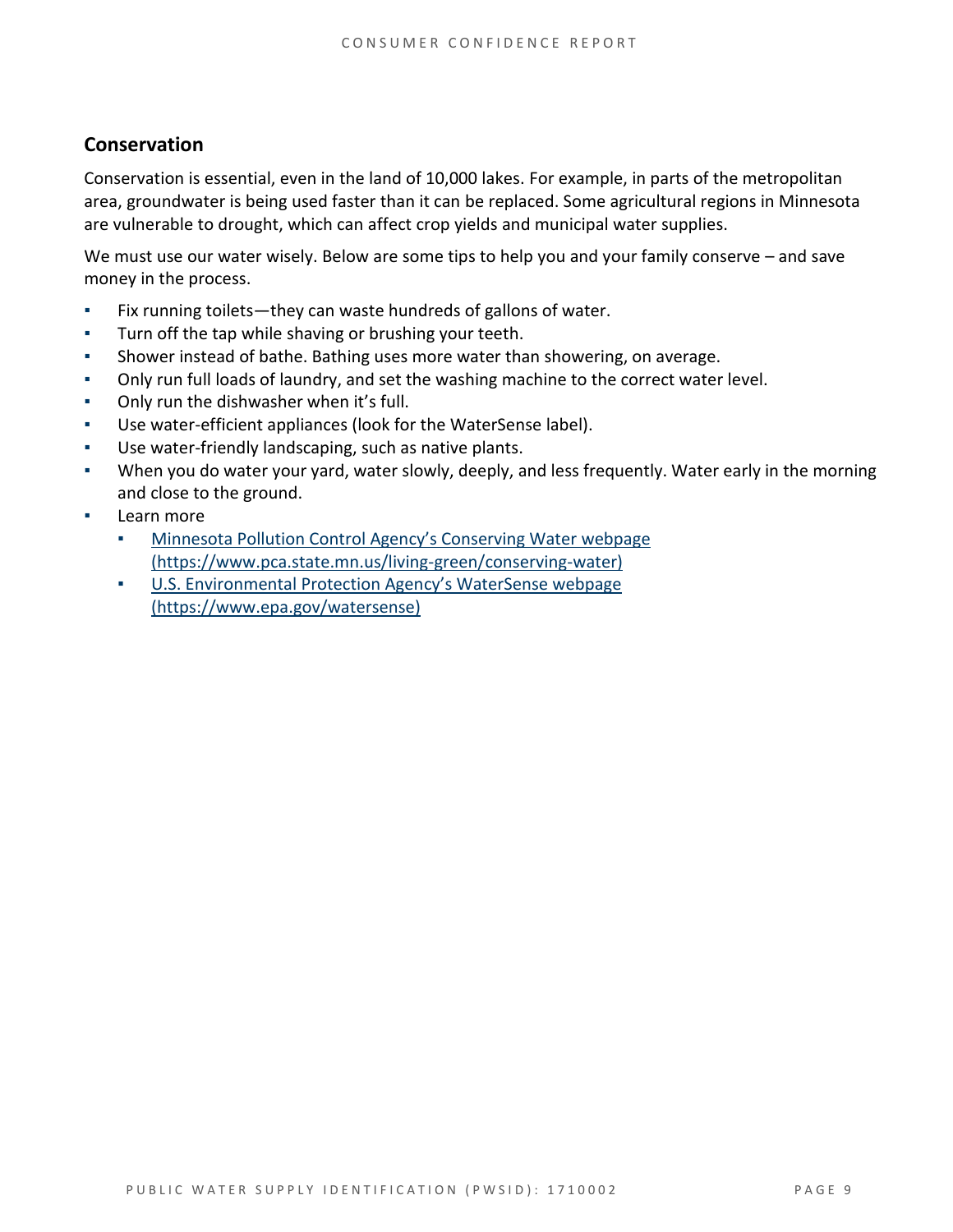## Conservation

Conservation is essential, even in the land of 10,000 lakes. For example, in parts of the metropolitan area, groundwater is being used faster than it can be replaced. Some agricultural regions in Minnesota are vulnerable to drought, which can affect crop yields and municipal water supplies.

We must use our water wisely. Below are some tips to help you and your family conserve – and save money in the process.

- Fix running toilets—they can waste hundreds of gallons of water.
- Turn off the tap while shaving or brushing your teeth.
- Shower instead of bathe. Bathing uses more water than showering, on average.
- Only run full loads of laundry, and set the washing machine to the correct water level.
- Only run the dishwasher when it's full.
- Use water-efficient appliances (look for the WaterSense label).
- Use water-friendly landscaping, such as native plants.
- When you do water your yard, water slowly, deeply, and less frequently. Water early in the morning and close to the ground.
- Learn more
  - [Minnesota Pollution Control Agency's Conserving Water webpage (https://www.pca.state.mn.us/living-green/conserving-water)](https://www.pca.state.mn.us/living-green/conserving-water)
  - [U.S. Environmental Protection Agency's WaterSense webpage (https://www.epa.gov/watersense)](https://www.epa.gov/watersense)